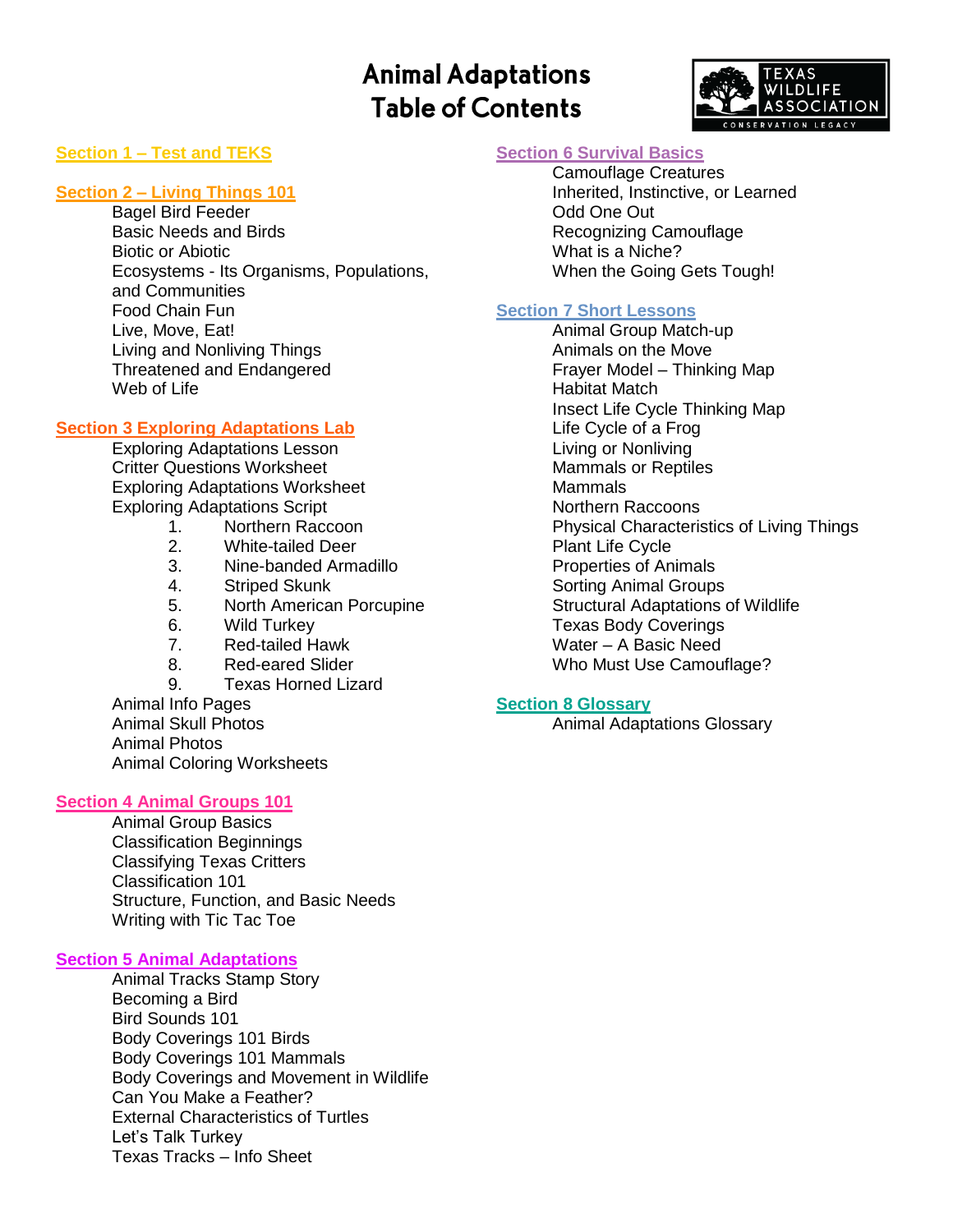# Animal Adaptations
# Table of Contents

TEXAS WILDLIFE ASSOCIATION
CONSERVATION LEGACY

## Section 1 – Test and TEKS

## Section 2 – Living Things 101

- Bagel Bird Feeder
- Basic Needs and Birds
- Biotic or Abiotic
- Ecosystems - Its Organisms, Populations, and Communities
- Food Chain Fun
- Live, Move, Eat!
- Living and Nonliving Things
- Threatened and Endangered
- Web of Life

## Section 3 Exploring Adaptations Lab

- Exploring Adaptations Lesson
- Critter Questions Worksheet
- Exploring Adaptations Worksheet
- Exploring Adaptations Script
  1. Northern Raccoon
  2. White-tailed Deer
  3. Nine-banded Armadillo
  4. Striped Skunk
  5. North American Porcupine
  6. Wild Turkey
  7. Red-tailed Hawk
  8. Red-eared Slider
  9. Texas Horned Lizard
- Animal Info Pages
- Animal Skull Photos
- Animal Photos
- Animal Coloring Worksheets

## Section 4 Animal Groups 101

- Animal Group Basics
- Classification Beginnings
- Classifying Texas Critters
- Classification 101
- Structure, Function, and Basic Needs
- Writing with Tic Tac Toe

## Section 5 Animal Adaptations

- Animal Tracks Stamp Story
- Becoming a Bird
- Bird Sounds 101
- Body Coverings 101 Birds
- Body Coverings 101 Mammals
- Body Coverings and Movement in Wildlife
- Can You Make a Feather?
- External Characteristics of Turtles
- Let's Talk Turkey
- Texas Tracks – Info Sheet

## Section 6 Survival Basics

- Camouflage Creatures
- Inherited, Instinctive, or Learned
- Odd One Out
- Recognizing Camouflage
- What is a Niche?
- When the Going Gets Tough!

## Section 7 Short Lessons

- Animal Group Match-up
- Animals on the Move
- Frayer Model – Thinking Map
- Habitat Match
- Insect Life Cycle Thinking Map
- Life Cycle of a Frog
- Living or Nonliving
- Mammals or Reptiles
- Mammals
- Northern Raccoons
- Physical Characteristics of Living Things
- Plant Life Cycle
- Properties of Animals
- Sorting Animal Groups
- Structural Adaptations of Wildlife
- Texas Body Coverings
- Water – A Basic Need
- Who Must Use Camouflage?

## Section 8 Glossary

- Animal Adaptations Glossary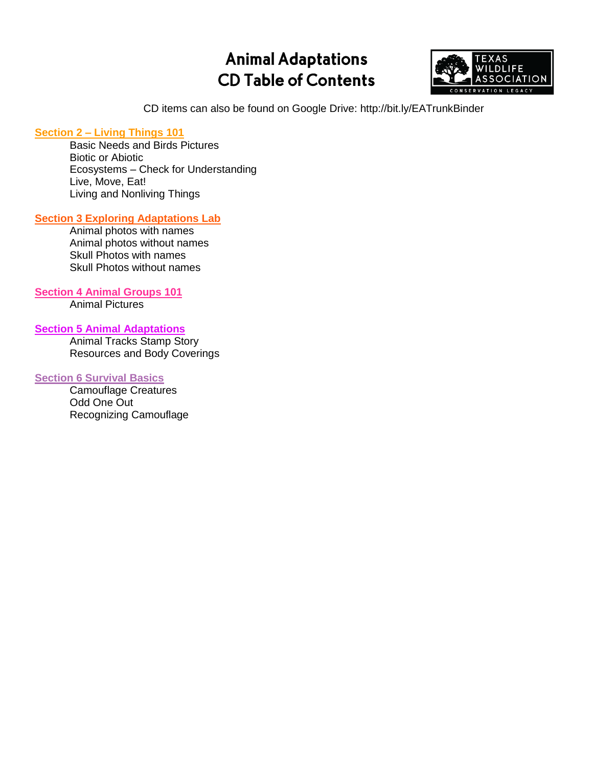# Animal Adaptations CD Table of Contents

TEXAS WILDLIFE ASSOCIATION
CONSERVATION LEGACY

CD items can also be found on Google Drive: http://bit.ly/EATrunkBinder

## Section 2 – Living Things 101

- Basic Needs and Birds Pictures
- Biotic or Abiotic
- Ecosystems – Check for Understanding
- Live, Move, Eat!
- Living and Nonliving Things

## Section 3 Exploring Adaptations Lab

- Animal photos with names
- Animal photos without names
- Skull Photos with names
- Skull Photos without names

## Section 4 Animal Groups 101

- Animal Pictures

## Section 5 Animal Adaptations

- Animal Tracks Stamp Story
- Resources and Body Coverings

## Section 6 Survival Basics

- Camouflage Creatures
- Odd One Out
- Recognizing Camouflage